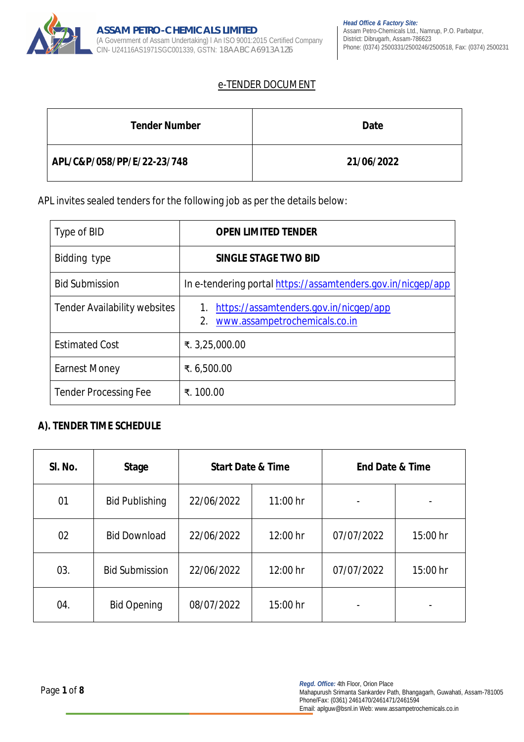**ASSAM PETRO-CHEMICALS LIMITED**
(A Government of Assam Undertaking) I An ISO 9001:2015 Certified Company
CIN- U24116AS1971SGC001339, GSTN: 18AABCA6913A1Z6

*Head Office & Factory Site:*
Assam Petro-Chemicals Ltd., Namrup, P.O. Parbatpur,
District: Dibrugarh, Assam-786623
Phone: (0374) 2500331/2500246/2500518, Fax: (0374) 2500231

## e-TENDER DOCUMENT

| Tender Number | Date |
|---|---|
| **APL/C&P/058/PP/E/22-23/748** | **21/06/2022** |

APL invites sealed tenders for the following job as per the details below:

| | |
|---|---|
| Type of BID | **OPEN LIMITED TENDER** |
| Bidding type | **SINGLE STAGE TWO BID** |
| Bid Submission | In e-tendering portal https://assamtenders.gov.in/nicgep/app |
| Tender Availability websites | 1. https://assamtenders.gov.in/nicgep/app<br>2. www.assampetrochemicals.co.in |
| Estimated Cost | ₹. 3,25,000.00 |
| Earnest Money | ₹. 6,500.00 |
| Tender Processing Fee | ₹. 100.00 |

### A). TENDER TIME SCHEDULE

| Sl. No. | Stage | Start Date & Time | | End Date & Time | |
|---|---|---|---|---|---|
| 01 | Bid Publishing | 22/06/2022 | 11:00 hr | - | - |
| 02 | Bid Download | 22/06/2022 | 12:00 hr | 07/07/2022 | 15:00 hr |
| 03. | Bid Submission | 22/06/2022 | 12:00 hr | 07/07/2022 | 15:00 hr |
| 04. | Bid Opening | 08/07/2022 | 15:00 hr | - | - |

*Regd. Office:* 4th Floor, Orion Place
Mahapurush Srimanta Sankardev Path, Bhangagarh, Guwahati, Assam-781005
Phone/Fax: (0361) 2461470/2461471/2461594
Email: aplguw@bsnl.in Web: www.assampetrochemicals.co.in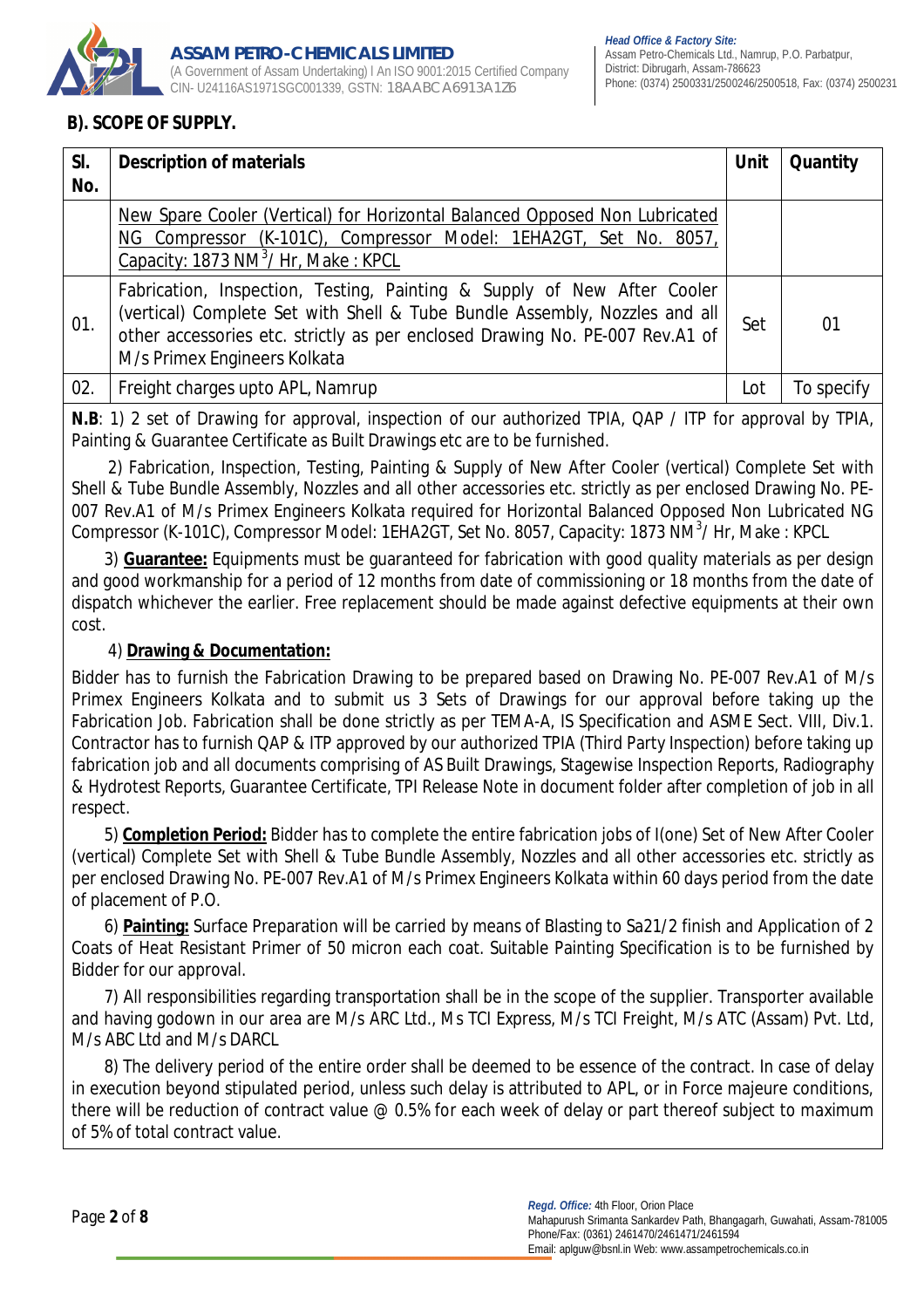## B). SCOPE OF SUPPLY.

| Sl. No. | Description of materials | Unit | Quantity |
|---|---|---|---|
| | <u>New Spare Cooler (Vertical) for Horizontal Balanced Opposed Non Lubricated NG Compressor (K-101C), Compressor Model: 1EHA2GT, Set No. 8057, Capacity: 1873 $NM^3$/ Hr, Make : KPCL</u> | | |
| 01. | Fabrication, Inspection, Testing, Painting & Supply of New After Cooler (vertical) Complete Set with Shell & Tube Bundle Assembly, Nozzles and all other accessories etc. strictly as per enclosed Drawing No. PE-007 Rev.A1 of M/s Primex Engineers Kolkata | Set | 01 |
| 02. | Freight charges upto APL, Namrup | Lot | To specify |

**N.B**: 1) 2 set of Drawing for approval, inspection of our authorized TPIA, QAP / ITP for approval by TPIA, Painting & Guarantee Certificate as Built Drawings etc are to be furnished.

2) Fabrication, Inspection, Testing, Painting & Supply of New After Cooler (vertical) Complete Set with Shell & Tube Bundle Assembly, Nozzles and all other accessories etc. strictly as per enclosed Drawing No. PE-007 Rev.A1 of M/s Primex Engineers Kolkata required for Horizontal Balanced Opposed Non Lubricated NG Compressor (K-101C), Compressor Model: 1EHA2GT, Set No. 8057, Capacity: 1873 $NM^3$/ Hr, Make : KPCL

3) **<u>Guarantee:</u>** Equipments must be guaranteed for fabrication with good quality materials as per design and good workmanship for a period of 12 months from date of commissioning or 18 months from the date of dispatch whichever the earlier. Free replacement should be made against defective equipments at their own cost.

4) **<u>Drawing & Documentation:</u>**

Bidder has to furnish the Fabrication Drawing to be prepared based on Drawing No. PE-007 Rev.A1 of M/s Primex Engineers Kolkata and to submit us 3 Sets of Drawings for our approval before taking up the Fabrication Job. Fabrication shall be done strictly as per TEMA-A, IS Specification and ASME Sect. VIII, Div.1. Contractor has to furnish QAP & ITP approved by our authorized TPIA (Third Party Inspection) before taking up fabrication job and all documents comprising of AS Built Drawings, Stagewise Inspection Reports, Radiography & Hydrotest Reports, Guarantee Certificate, TPI Release Note in document folder after completion of job in all respect.

5) **<u>Completion Period:</u>** Bidder has to complete the entire fabrication jobs of I(one) Set of New After Cooler (vertical) Complete Set with Shell & Tube Bundle Assembly, Nozzles and all other accessories etc. strictly as per enclosed Drawing No. PE-007 Rev.A1 of M/s Primex Engineers Kolkata within 60 days period from the date of placement of P.O.

6) **<u>Painting:</u>** Surface Preparation will be carried by means of Blasting to Sa21/2 finish and Application of 2 Coats of Heat Resistant Primer of 50 micron each coat. Suitable Painting Specification is to be furnished by Bidder for our approval.

7) All responsibilities regarding transportation shall be in the scope of the supplier. Transporter available and having godown in our area are M/s ARC Ltd., Ms TCI Express, M/s TCI Freight, M/s ATC (Assam) Pvt. Ltd, M/s ABC Ltd and M/s DARCL

8) The delivery period of the entire order shall be deemed to be essence of the contract. In case of delay in execution beyond stipulated period, unless such delay is attributed to APL, or in Force majeure conditions, there will be reduction of contract value @ 0.5% for each week of delay or part thereof subject to maximum of 5% of total contract value.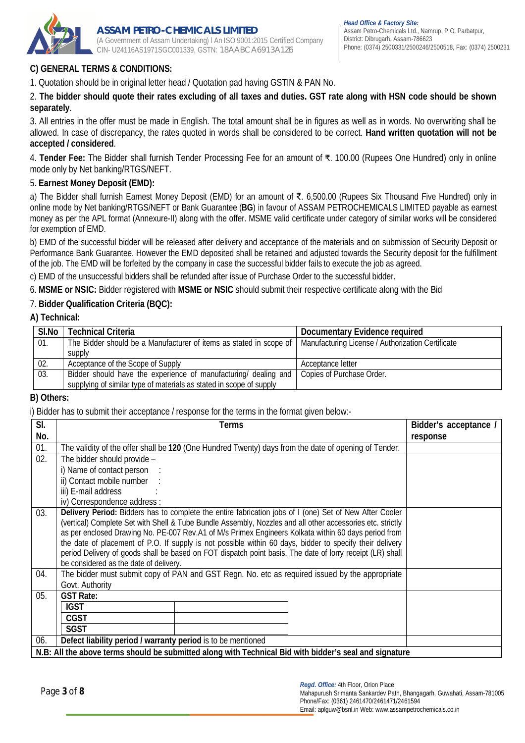## C) GENERAL TERMS & CONDITIONS:

1. Quotation should be in original letter head / Quotation pad having GSTIN & PAN No.

2. **The bidder should quote their rates excluding of all taxes and duties. GST rate along with HSN code should be shown separately**.

3. All entries in the offer must be made in English. The total amount shall be in figures as well as in words. No overwriting shall be allowed. In case of discrepancy, the rates quoted in words shall be considered to be correct. **Hand written quotation will not be accepted / considered**.

4. **Tender Fee:** The Bidder shall furnish Tender Processing Fee for an amount of ₹. 100.00 (Rupees One Hundred) only in online mode only by Net banking/RTGS/NEFT.

5. **Earnest Money Deposit (EMD):**

a) The Bidder shall furnish Earnest Money Deposit (EMD) for an amount of ₹. 6,500.00 (Rupees Six Thousand Five Hundred) only in online mode by Net banking/RTGS/NEFT or Bank Guarantee (**BG**) in favour of ASSAM PETROCHEMICALS LIMITED payable as earnest money as per the APL format (Annexure-II) along with the offer. MSME valid certificate under category of similar works will be considered for exemption of EMD.

b) EMD of the successful bidder will be released after delivery and acceptance of the materials and on submission of Security Deposit or Performance Bank Guarantee. However the EMD deposited shall be retained and adjusted towards the Security deposit for the fulfillment of the job. The EMD will be forfeited by the company in case the successful bidder fails to execute the job as agreed.

c) EMD of the unsuccessful bidders shall be refunded after issue of Purchase Order to the successful bidder.

6. **MSME or NSIC:** Bidder registered with **MSME or NSIC** should submit their respective certificate along with the Bid

7. **Bidder Qualification Criteria (BQC):**

**A) Technical:**

| Sl.No | Technical Criteria | Documentary Evidence required |
|---|---|---|
| 01. | The Bidder should be a Manufacturer of items as stated in scope of supply | Manufacturing License / Authorization Certificate |
| 02. | Acceptance of the Scope of Supply | Acceptance letter |
| 03. | Bidder should have the experience of manufacturing/ dealing and supplying of similar type of materials as stated in scope of supply | Copies of Purchase Order. |

**B) Others:**

i) Bidder has to submit their acceptance / response for the terms in the format given below:-

| Sl. No. | Terms | Bidder's acceptance / response |
|---|---|---|
| 01. | The validity of the offer shall be **120** (One Hundred Twenty) days from the date of opening of Tender. | |
| 02. | The bidder should provide –<br>i) Name of contact person :<br>ii) Contact mobile number :<br>iii) E-mail address :<br>iv) Correspondence address : | |
| 03. | **Delivery Period:** Bidders has to complete the entire fabrication jobs of I (one) Set of New After Cooler (vertical) Complete Set with Shell & Tube Bundle Assembly, Nozzles and all other accessories etc. strictly as per enclosed Drawing No. PE-007 Rev.A1 of M/s Primex Engineers Kolkata within 60 days period from the date of placement of P.O. If supply is not possible within 60 days, bidder to specify their delivery period Delivery of goods shall be based on FOT dispatch point basis. The date of lorry receipt (LR) shall be considered as the date of delivery. | |
| 04. | The bidder must submit copy of PAN and GST Regn. No. etc as required issued by the appropriate Govt. Authority | |
| 05. | **GST Rate:**<br>**IGST**:<br>**CGST**:<br>**SGST**: | |
| 06. | **Defect liability period / warranty period** is to be mentioned | |

**N.B: All the above terms should be submitted along with Technical Bid with bidder's seal and signature**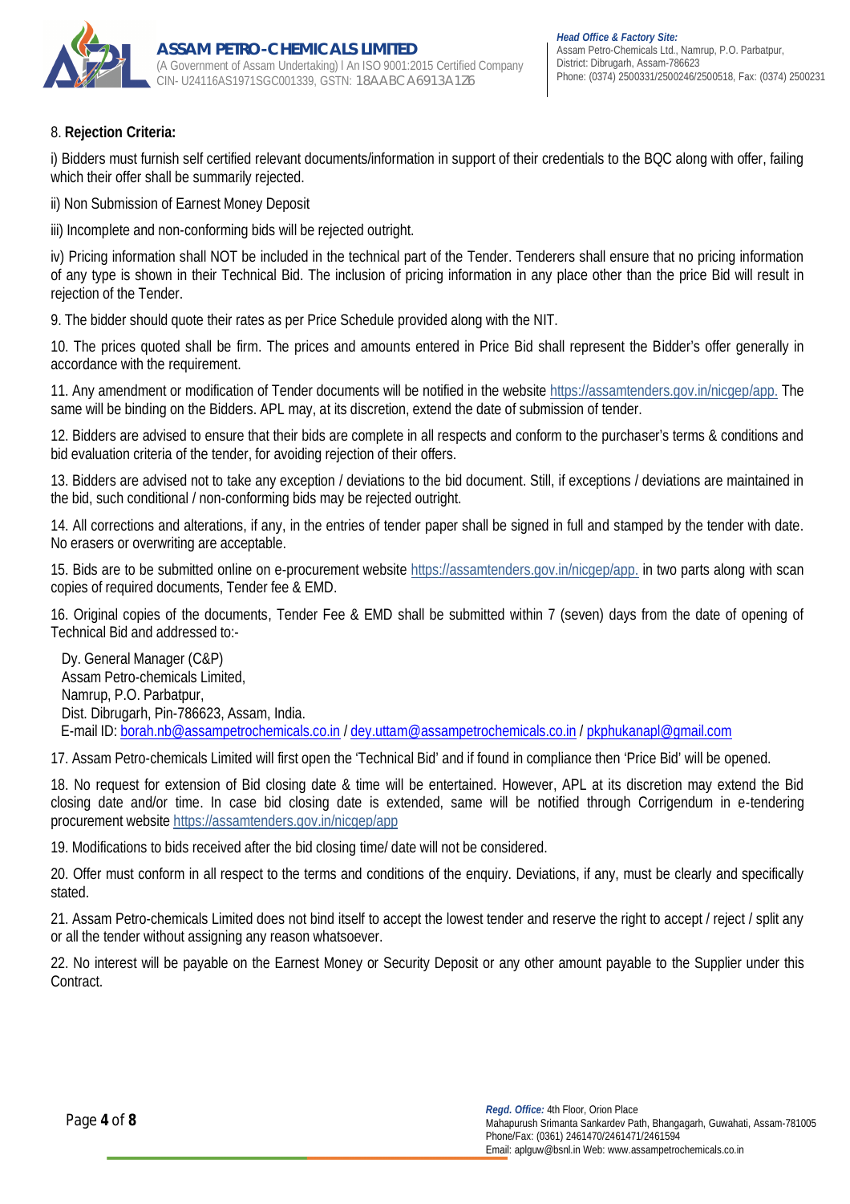8. **Rejection Criteria:**

i) Bidders must furnish self certified relevant documents/information in support of their credentials to the BQC along with offer, failing which their offer shall be summarily rejected.

ii) Non Submission of Earnest Money Deposit

iii) Incomplete and non-conforming bids will be rejected outright.

iv) Pricing information shall NOT be included in the technical part of the Tender. Tenderers shall ensure that no pricing information of any type is shown in their Technical Bid. The inclusion of pricing information in any place other than the price Bid will result in rejection of the Tender.

9. The bidder should quote their rates as per Price Schedule provided along with the NIT.

10. The prices quoted shall be firm. The prices and amounts entered in Price Bid shall represent the Bidder's offer generally in accordance with the requirement.

11. Any amendment or modification of Tender documents will be notified in the website https://assamtenders.gov.in/nicgep/app. The same will be binding on the Bidders. APL may, at its discretion, extend the date of submission of tender.

12. Bidders are advised to ensure that their bids are complete in all respects and conform to the purchaser's terms & conditions and bid evaluation criteria of the tender, for avoiding rejection of their offers.

13. Bidders are advised not to take any exception / deviations to the bid document. Still, if exceptions / deviations are maintained in the bid, such conditional / non-conforming bids may be rejected outright.

14. All corrections and alterations, if any, in the entries of tender paper shall be signed in full and stamped by the tender with date. No erasers or overwriting are acceptable.

15. Bids are to be submitted online on e-procurement website https://assamtenders.gov.in/nicgep/app. in two parts along with scan copies of required documents, Tender fee & EMD.

16. Original copies of the documents, Tender Fee & EMD shall be submitted within 7 (seven) days from the date of opening of Technical Bid and addressed to:-

Dy. General Manager (C&P)
Assam Petro-chemicals Limited,
Namrup, P.O. Parbatpur,
Dist. Dibrugarh, Pin-786623, Assam, India.
E-mail ID: borah.nb@assampetrochemicals.co.in / dey.uttam@assampetrochemicals.co.in / pkphukanapl@gmail.com

17. Assam Petro-chemicals Limited will first open the 'Technical Bid' and if found in compliance then 'Price Bid' will be opened.

18. No request for extension of Bid closing date & time will be entertained. However, APL at its discretion may extend the Bid closing date and/or time. In case bid closing date is extended, same will be notified through Corrigendum in e-tendering procurement website https://assamtenders.gov.in/nicgep/app

19. Modifications to bids received after the bid closing time/ date will not be considered.

20. Offer must conform in all respect to the terms and conditions of the enquiry. Deviations, if any, must be clearly and specifically stated.

21. Assam Petro-chemicals Limited does not bind itself to accept the lowest tender and reserve the right to accept / reject / split any or all the tender without assigning any reason whatsoever.

22. No interest will be payable on the Earnest Money or Security Deposit or any other amount payable to the Supplier under this Contract.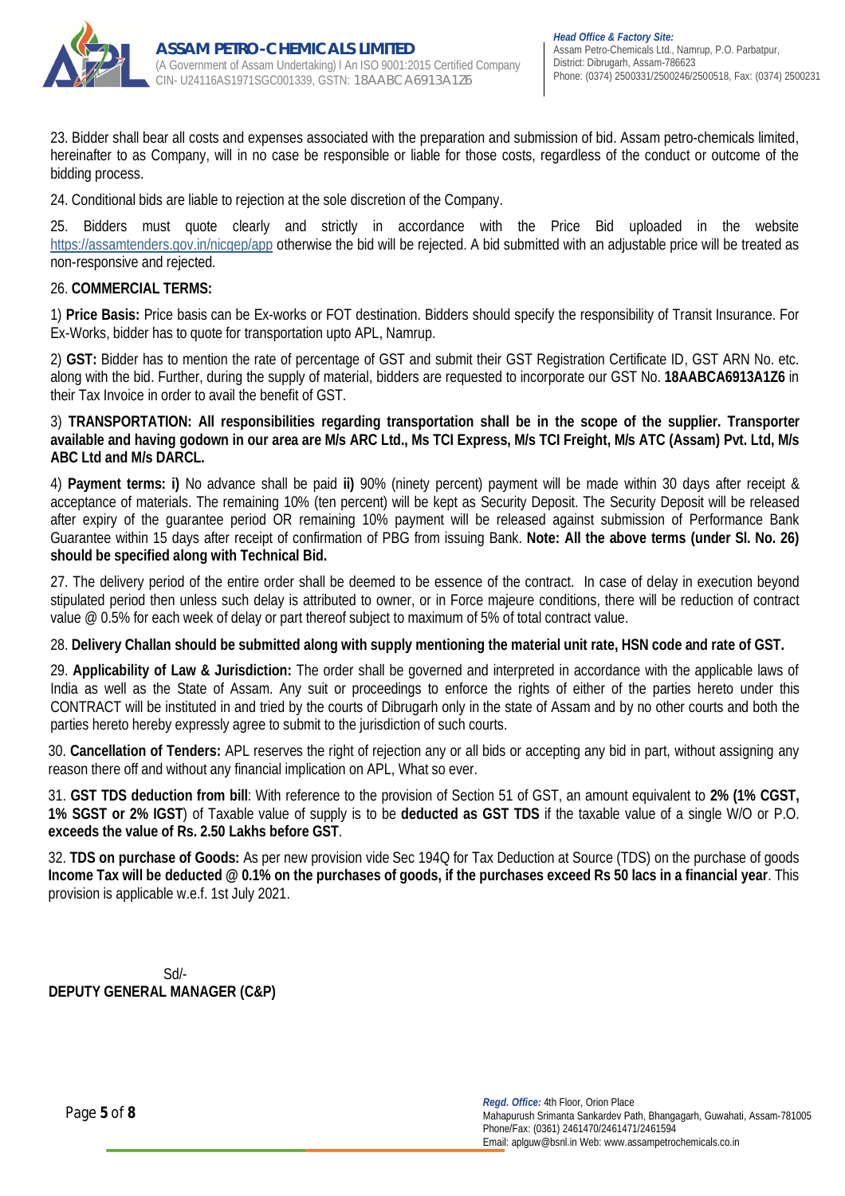23. Bidder shall bear all costs and expenses associated with the preparation and submission of bid. Assam petro-chemicals limited, hereinafter to as Company, will in no case be responsible or liable for those costs, regardless of the conduct or outcome of the bidding process.

24. Conditional bids are liable to rejection at the sole discretion of the Company.

25. Bidders must quote clearly and strictly in accordance with the Price Bid uploaded in the website https://assamtenders.gov.in/nicgep/app otherwise the bid will be rejected. A bid submitted with an adjustable price will be treated as non-responsive and rejected.

26. **COMMERCIAL TERMS:**

1) **Price Basis:** Price basis can be Ex-works or FOT destination. Bidders should specify the responsibility of Transit Insurance. For Ex-Works, bidder has to quote for transportation upto APL, Namrup.

2) **GST:** Bidder has to mention the rate of percentage of GST and submit their GST Registration Certificate ID, GST ARN No. etc. along with the bid. Further, during the supply of material, bidders are requested to incorporate our GST No. **18AABCA6913A1Z6** in their Tax Invoice in order to avail the benefit of GST.

3) **TRANSPORTATION: All responsibilities regarding transportation shall be in the scope of the supplier. Transporter available and having godown in our area are M/s ARC Ltd., Ms TCI Express, M/s TCI Freight, M/s ATC (Assam) Pvt. Ltd, M/s ABC Ltd and M/s DARCL.**

4) **Payment terms: i)** No advance shall be paid **ii)** 90% (ninety percent) payment will be made within 30 days after receipt & acceptance of materials. The remaining 10% (ten percent) will be kept as Security Deposit. The Security Deposit will be released after expiry of the guarantee period OR remaining 10% payment will be released against submission of Performance Bank Guarantee within 15 days after receipt of confirmation of PBG from issuing Bank. **Note: All the above terms (under Sl. No. 26) should be specified along with Technical Bid.**

27. The delivery period of the entire order shall be deemed to be essence of the contract. In case of delay in execution beyond stipulated period then unless such delay is attributed to owner, or in Force majeure conditions, there will be reduction of contract value @ 0.5% for each week of delay or part thereof subject to maximum of 5% of total contract value.

28. **Delivery Challan should be submitted along with supply mentioning the material unit rate, HSN code and rate of GST.**

29. **Applicability of Law & Jurisdiction:** The order shall be governed and interpreted in accordance with the applicable laws of India as well as the State of Assam. Any suit or proceedings to enforce the rights of either of the parties hereto under this CONTRACT will be instituted in and tried by the courts of Dibrugarh only in the state of Assam and by no other courts and both the parties hereto hereby expressly agree to submit to the jurisdiction of such courts.

30. **Cancellation of Tenders:** APL reserves the right of rejection any or all bids or accepting any bid in part, without assigning any reason there off and without any financial implication on APL, What so ever.

31. **GST TDS deduction from bill**: With reference to the provision of Section 51 of GST, an amount equivalent to **2% (1% CGST, 1% SGST or 2% IGST**) of Taxable value of supply is to be **deducted as GST TDS** if the taxable value of a single W/O or P.O. **exceeds the value of Rs. 2.50 Lakhs before GST**.

32. **TDS on purchase of Goods:** As per new provision vide Sec 194Q for Tax Deduction at Source (TDS) on the purchase of goods **Income Tax will be deducted @ 0.1% on the purchases of goods, if the purchases exceed Rs 50 lacs in a financial year**. This provision is applicable w.e.f. 1st July 2021.

Sd/-
**DEPUTY GENERAL MANAGER (C&P)**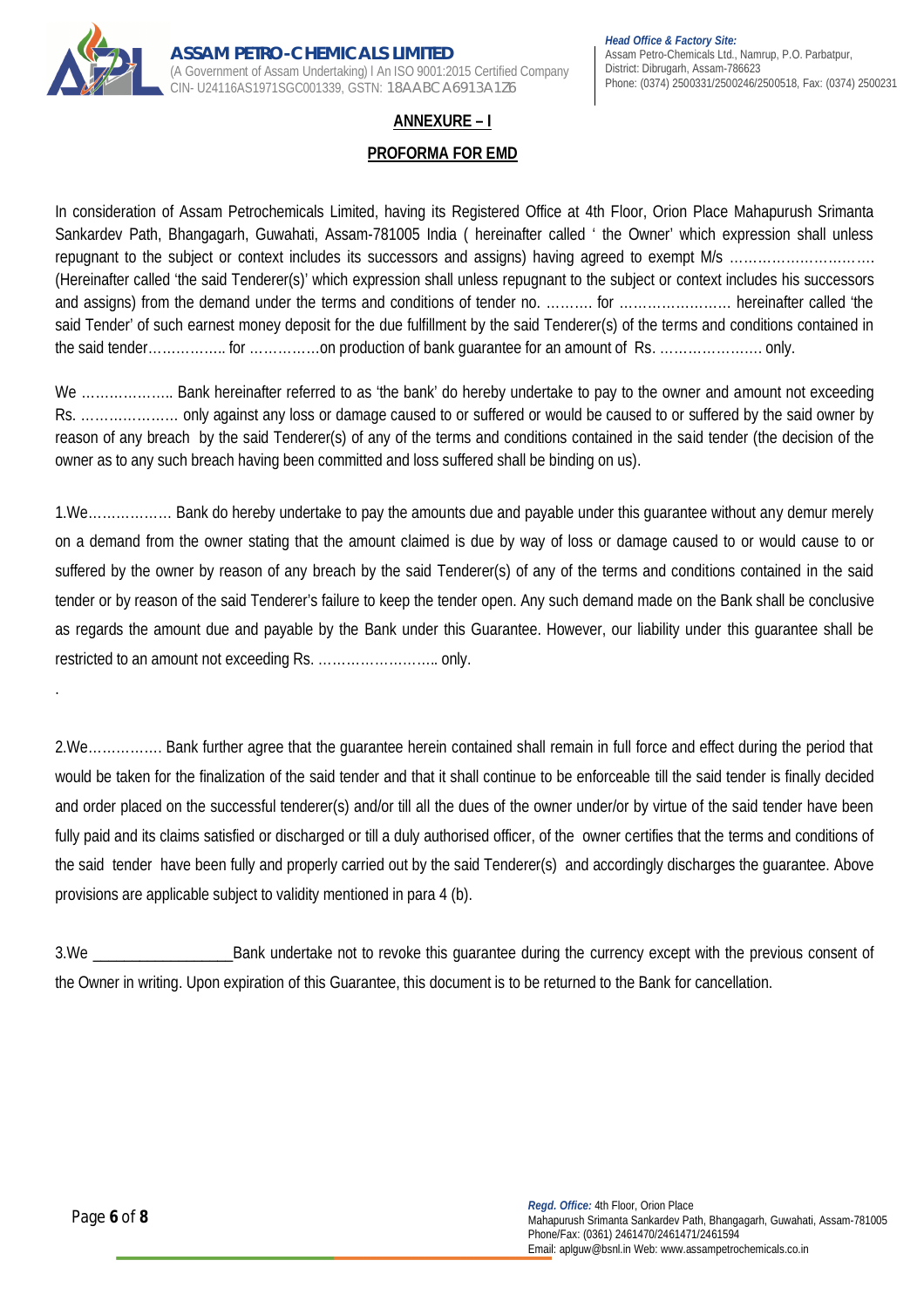## ANNEXURE – I

## PROFORMA FOR EMD

In consideration of Assam Petrochemicals Limited, having its Registered Office at 4th Floor, Orion Place Mahapurush Srimanta Sankardev Path, Bhangagarh, Guwahati, Assam-781005 India ( hereinafter called ' the Owner' which expression shall unless repugnant to the subject or context includes its successors and assigns) having agreed to exempt M/s …………………………. (Hereinafter called 'the said Tenderer(s)' which expression shall unless repugnant to the subject or context includes his successors and assigns) from the demand under the terms and conditions of tender no. ………. for …………………… hereinafter called 'the said Tender' of such earnest money deposit for the due fulfillment by the said Tenderer(s) of the terms and conditions contained in the said tender…………….. for ……………on production of bank guarantee for an amount of Rs. …………………. only.

We ……………….. Bank hereinafter referred to as 'the bank' do hereby undertake to pay to the owner and amount not exceeding Rs. ………………… only against any loss or damage caused to or suffered or would be caused to or suffered by the said owner by reason of any breach by the said Tenderer(s) of any of the terms and conditions contained in the said tender (the decision of the owner as to any such breach having been committed and loss suffered shall be binding on us).

1.We……………… Bank do hereby undertake to pay the amounts due and payable under this guarantee without any demur merely on a demand from the owner stating that the amount claimed is due by way of loss or damage caused to or would cause to or suffered by the owner by reason of any breach by the said Tenderer(s) of any of the terms and conditions contained in the said tender or by reason of the said Tenderer's failure to keep the tender open. Any such demand made on the Bank shall be conclusive as regards the amount due and payable by the Bank under this Guarantee. However, our liability under this guarantee shall be restricted to an amount not exceeding Rs. …………………….. only.

.

2.We……………. Bank further agree that the guarantee herein contained shall remain in full force and effect during the period that would be taken for the finalization of the said tender and that it shall continue to be enforceable till the said tender is finally decided and order placed on the successful tenderer(s) and/or till all the dues of the owner under/or by virtue of the said tender have been fully paid and its claims satisfied or discharged or till a duly authorised officer, of the owner certifies that the terms and conditions of the said tender have been fully and properly carried out by the said Tenderer(s) and accordingly discharges the guarantee. Above provisions are applicable subject to validity mentioned in para 4 (b).

3.We _________________Bank undertake not to revoke this guarantee during the currency except with the previous consent of the Owner in writing. Upon expiration of this Guarantee, this document is to be returned to the Bank for cancellation.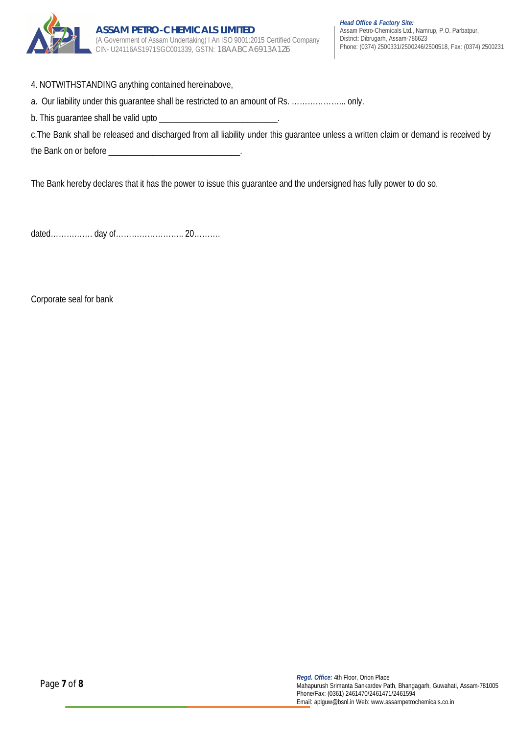4. NOTWITHSTANDING anything contained hereinabove,

a. Our liability under this guarantee shall be restricted to an amount of Rs. ………………... only.

b. This guarantee shall be valid upto ___________________________.

c.The Bank shall be released and discharged from all liability under this guarantee unless a written claim or demand is received by the Bank on or before ______________________________.

The Bank hereby declares that it has the power to issue this guarantee and the undersigned has fully power to do so.

dated……………. day of…………………….. 20……….

Corporate seal for bank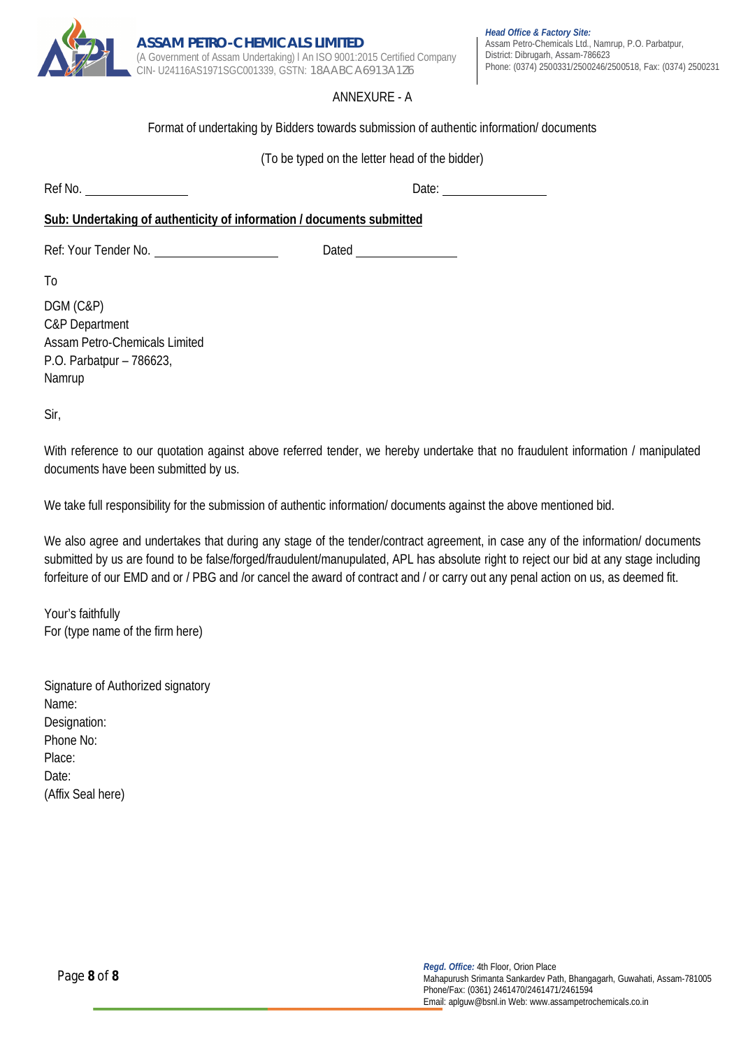**ASSAM PETRO-CHEMICALS LIMITED**
(A Government of Assam Undertaking) I An ISO 9001:2015 Certified Company
CIN- U24116AS1971SGC001339, GSTN: 18AABCA6913A1Z6

*Head Office & Factory Site:*
Assam Petro-Chemicals Ltd., Namrup, P.O. Parbatpur,
District: Dibrugarh, Assam-786623
Phone: (0374) 2500331/2500246/2500518, Fax: (0374) 2500231

ANNEXURE - A

Format of undertaking by Bidders towards submission of authentic information/ documents

(To be typed on the letter head of the bidder)

Ref No. ________________ Date: ________________

**Sub: Undertaking of authenticity of information / documents submitted**

Ref: Your Tender No. ____________________ Dated ________________

To

DGM (C&P)
C&P Department
Assam Petro-Chemicals Limited
P.O. Parbatpur – 786623,
Namrup

Sir,

With reference to our quotation against above referred tender, we hereby undertake that no fraudulent information / manipulated documents have been submitted by us.

We take full responsibility for the submission of authentic information/ documents against the above mentioned bid.

We also agree and undertakes that during any stage of the tender/contract agreement, in case any of the information/ documents submitted by us are found to be false/forged/fraudulent/manupulated, APL has absolute right to reject our bid at any stage including forfeiture of our EMD and or / PBG and /or cancel the award of contract and / or carry out any penal action on us, as deemed fit.

Your's faithfully
For (type name of the firm here)

Signature of Authorized signatory
Name:
Designation:
Phone No:
Place:
Date:
(Affix Seal here)

*Regd. Office:* 4th Floor, Orion Place
Mahapurush Srimanta Sankardev Path, Bhangagarh, Guwahati, Assam-781005
Phone/Fax: (0361) 2461470/2461471/2461594
Email: aplguw@bsnl.in Web: www.assampetrochemicals.co.in